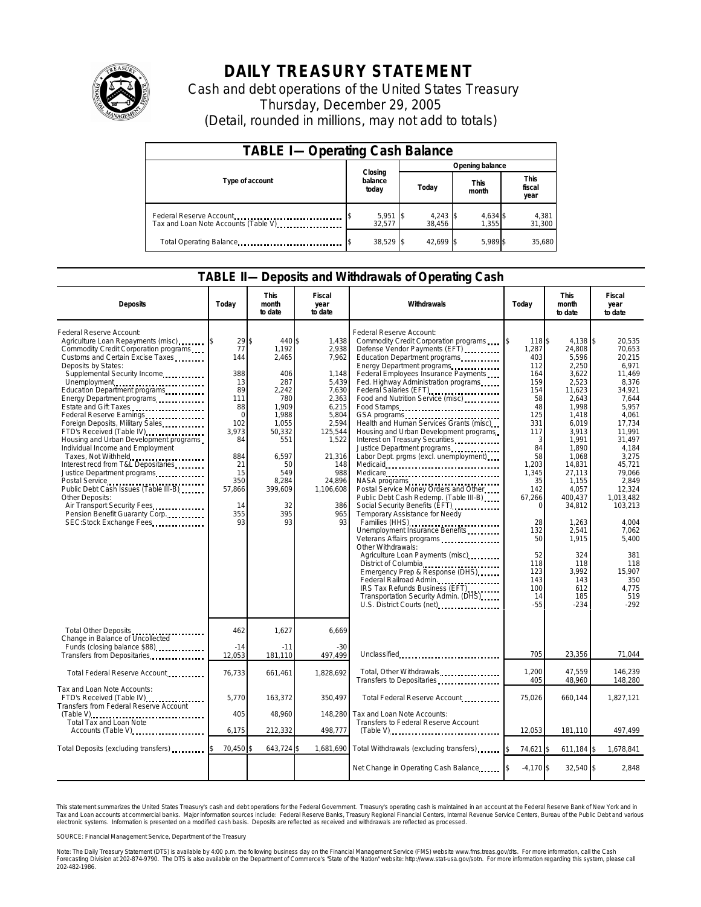# DAILY TREASURY STATEMENT

Cash and debt operations of the United States Treasury
Thursday, December 29, 2005
(Detail, rounded in millions, may not add to totals)

## TABLE I— Operating Cash Balance

| Type of account | Closing balance today | Opening balance Today | Opening balance This month | Opening balance This fiscal year |
|---|---|---|---|---|
| Federal Reserve Account | $ 5,951 | $ 4,243 | $ 4,634 | $ 4,381 |
| Tax and Loan Note Accounts (Table V) | 32,577 | 38,456 | 1,355 | 31,300 |
| Total Operating Balance | $ 38,529 | $ 42,699 | $ 5,989 | $ 35,680 |

## TABLE II— Deposits and Withdrawals of Operating Cash

| Deposits | Today | This month to date | Fiscal year to date |
|---|---|---|---|
| Federal Reserve Account: | | | |
| Agriculture Loan Repayments (misc) | $ 29 | $ 440 | $ 1,438 |
| Commodity Credit Corporation programs | 77 | 1,192 | 2,938 |
| Customs and Certain Excise Taxes | 144 | 2,465 | 7,962 |
| Deposits by States: | | | |
| Supplemental Security Income | 388 | 406 | 1,148 |
| Unemployment | 13 | 287 | 5,439 |
| Education Department programs | 89 | 2,242 | 7,630 |
| Energy Department programs | 111 | 780 | 2,363 |
| Estate and Gift Taxes | 88 | 1,909 | 6,215 |
| Federal Reserve Earnings | 0 | 1,988 | 5,804 |
| Foreign Deposits, Military Sales | 102 | 1,055 | 2,594 |
| FTD's Received (Table IV) | 3,973 | 50,332 | 125,544 |
| Housing and Urban Development programs | 84 | 551 | 1,522 |
| Individual Income and Employment Taxes, Not Withheld | 884 | 6,597 | 21,316 |
| Interest recd from T&L Depositaries | 21 | 50 | 148 |
| Justice Department programs | 15 | 549 | 988 |
| Postal Service | 350 | 8,284 | 24,896 |
| Public Debt Cash Issues (Table III-B) | 57,866 | 399,609 | 1,106,608 |
| Other Deposits: | | | |
| Air Transport Security Fees | 14 | 32 | 386 |
| Pension Benefit Guaranty Corp. | 355 | 395 | 965 |
| SEC:Stock Exchange Fees | 93 | 93 | 93 |
| Total Other Deposits | 462 | 1,627 | 6,669 |
| Change in Balance of Uncollected Funds (closing balance $88) | -14 | -11 | -30 |
| Transfers from Depositaries | 12,053 | 181,110 | 497,499 |
| Total Federal Reserve Account | 76,733 | 661,461 | 1,828,692 |
| Tax and Loan Note Accounts: | | | |
| FTD's Received (Table IV) | 5,770 | 163,372 | 350,497 |
| Transfers from Federal Reserve Account (Table V) | 405 | 48,960 | 148,280 |
| Total Tax and Loan Note Accounts (Table V) | 6,175 | 212,332 | 498,777 |
| Total Deposits (excluding transfers) | $ 70,450 | $ 643,724 | $ 1,681,690 |

| Withdrawals | Today | This month to date | Fiscal year to date |
|---|---|---|---|
| Federal Reserve Account: | | | |
| Commodity Credit Corporation programs | $ 118 | $ 4,138 | $ 20,535 |
| Defense Vendor Payments (EFT) | 1,287 | 24,808 | 70,653 |
| Education Department programs | 403 | 5,596 | 20,215 |
| Energy Department programs | 112 | 2,250 | 6,971 |
| Federal Employees Insurance Payments | 164 | 3,622 | 11,469 |
| Fed. Highway Administration programs | 159 | 2,523 | 8,376 |
| Federal Salaries (EFT) | 154 | 11,623 | 34,921 |
| Food and Nutrition Service (misc) | 58 | 2,643 | 7,644 |
| Food Stamps | 48 | 1,998 | 5,957 |
| GSA programs | 125 | 1,418 | 4,061 |
| Health and Human Services Grants (misc) | 331 | 6,019 | 17,734 |
| Housing and Urban Development programs | 117 | 3,913 | 11,991 |
| Interest on Treasury Securities | 3 | 1,991 | 31,497 |
| Justice Department programs | 84 | 1,890 | 4,184 |
| Labor Dept. prgms (excl. unemployment) | 58 | 1,068 | 3,275 |
| Medicaid | 1,203 | 14,831 | 45,721 |
| Medicare | 1,345 | 27,113 | 79,066 |
| NASA programs | 35 | 1,155 | 2,849 |
| Postal Service Money Orders and Other | 142 | 4,057 | 12,324 |
| Public Debt Cash Redemp. (Table III-B) | 67,266 | 400,437 | 1,013,482 |
| Social Security Benefits (EFT) | 0 | 34,812 | 103,213 |
| Temporary Assistance for Needy Families (HHS) | 28 | 1,263 | 4,004 |
| Unemployment Insurance Benefits | 132 | 2,541 | 7,062 |
| Veterans Affairs programs | 50 | 1,915 | 5,400 |
| Other Withdrawals: | | | |
| Agriculture Loan Payments (misc) | 52 | 324 | 381 |
| District of Columbia | 118 | 118 | 118 |
| Emergency Prep & Response (DHS) | 123 | 3,992 | 15,907 |
| Federal Railroad Admin. | 143 | 143 | 350 |
| IRS Tax Refunds Business (EFT) | 100 | 612 | 4,775 |
| Transportation Security Admin. (DHS) | 14 | 185 | 519 |
| U.S. District Courts (net) | -55 | -234 | -292 |
| Unclassified | 705 | 23,356 | 71,044 |
| Total, Other Withdrawals | 1,200 | 47,559 | 146,239 |
| Transfers to Depositaries | 405 | 48,960 | 148,280 |
| Total Federal Reserve Account | 75,026 | 660,144 | 1,827,121 |
| Tax and Loan Note Accounts: | | | |
| Transfers to Federal Reserve Account (Table V) | 12,053 | 181,110 | 497,499 |
| Total Withdrawals (excluding transfers) | $ 74,621 | $ 611,184 | $ 1,678,841 |
| Net Change in Operating Cash Balance | $ -4,170 | $ 32,540 | $ 2,848 |

This statement summarizes the United States Treasury's cash and debt operations for the Federal Government. Treasury's operating cash is maintained in an account at the Federal Reserve Bank of New York and in Tax and Loan accounts at commercial banks. Major information sources include: Federal Reserve Banks, Treasury Regional Financial Centers, Internal Revenue Service Centers, Bureau of the Public Debt and various electronic systems. Information is presented on a modified cash basis. Deposits are reflected as received and withdrawals are reflected as processed.

SOURCE: Financial Management Service, Department of the Treasury

Note: The Daily Treasury Statement (DTS) is available by 4:00 p.m. the following business day on the Financial Management Service (FMS) website www.fms.treas.gov/dts. For more information, call the Cash Forecasting Division at 202-874-9790. The DTS is also available on the Department of Commerce's "State of the Nation" website: http://www.stat-usa.gov/sotn. For more information regarding this system, please call 202-482-1986.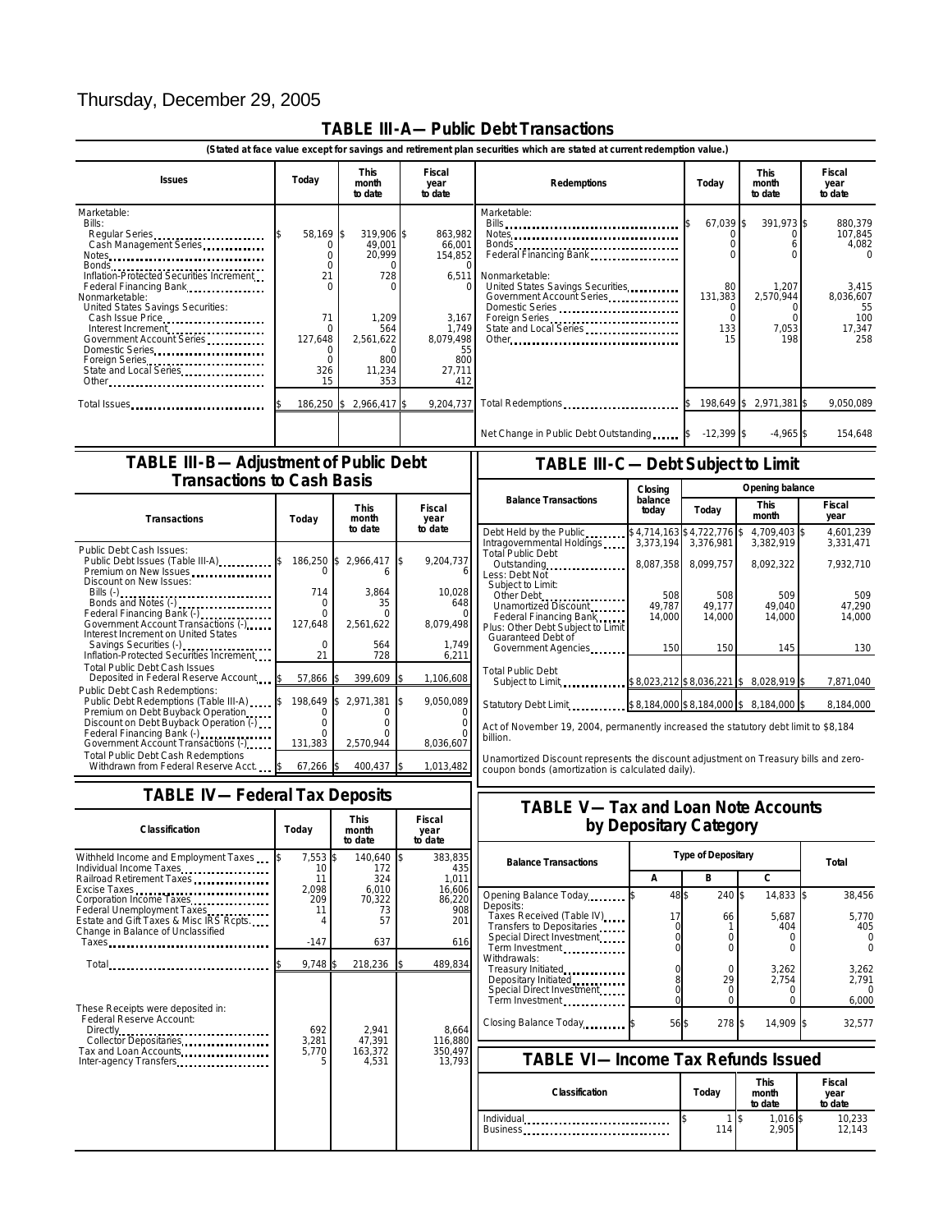Thursday, December 29, 2005

## TABLE III-A— Public Debt Transactions

(Stated at face value except for savings and retirement plan securities which are stated at current redemption value.)

| Issues | Today | This month to date | Fiscal year to date |
|---|---|---|---|
| Marketable: | | | |
| Bills: | | | |
| Regular Series | $ 58,169 | $ 319,906 | $ 863,982 |
| Cash Management Series | 0 | 49,001 | 66,001 |
| Notes | 0 | 20,999 | 154,852 |
| Bonds | 0 | 0 | 0 |
| Inflation-Protected Securities Increment | 21 | 728 | 6,511 |
| Federal Financing Bank | 0 | 0 | 0 |
| Nonmarketable: | | | |
| United States Savings Securities: | | | |
| Cash Issue Price | 71 | 1,209 | 3,167 |
| Interest Increment | 0 | 564 | 1,749 |
| Government Account Series | 127,648 | 2,561,622 | 8,079,498 |
| Domestic Series | 0 | 0 | 55 |
| Foreign Series | 0 | 800 | 800 |
| State and Local Series | 326 | 11,234 | 27,711 |
| Other | 15 | 353 | 412 |
| Total Issues | $ 186,250 | $ 2,966,417 | $ 9,204,737 |

| Redemptions | Today | This month to date | Fiscal year to date |
|---|---|---|---|
| Marketable: | | | |
| Bills | $ 67,039 | $ 391,973 | $ 880,379 |
| Notes | 0 | 0 | 107,845 |
| Bonds | 0 | 6 | 4,082 |
| Federal Financing Bank | 0 | 0 | 0 |
| Nonmarketable: | | | |
| United States Savings Securities | 80 | 1,207 | 3,415 |
| Government Account Series | 131,383 | 2,570,944 | 8,036,607 |
| Domestic Series | 0 | 0 | 55 |
| Foreign Series | 0 | 0 | 100 |
| State and Local Series | 133 | 7,053 | 17,347 |
| Other | 15 | 198 | 258 |
| Total Redemptions | $ 198,649 | $ 2,971,381 | $ 9,050,089 |
| Net Change in Public Debt Outstanding | $ -12,399 | $ -4,965 | $ 154,648 |

## TABLE III-B— Adjustment of Public Debt Transactions to Cash Basis

| Transactions | Today | This month to date | Fiscal year to date |
|---|---|---|---|
| Public Debt Cash Issues: | | | |
| Public Debt Issues (Table III-A) | $ 186,250 | $ 2,966,417 | $ 9,204,737 |
| Premium on New Issues | 0 | 6 | 6 |
| Discount on New Issues: | | | |
| Bills (-) | 714 | 3,864 | 10,028 |
| Bonds and Notes (-) | 0 | 35 | 648 |
| Federal Financing Bank (-) | 0 | 0 | 0 |
| Government Account Transactions (-) | 127,648 | 2,561,622 | 8,079,498 |
| Interest Increment on United States Savings Securities (-) | 0 | 564 | 1,749 |
| Inflation-Protected Securities Increment | 21 | 728 | 6,211 |
| Total Public Debt Cash Issues Deposited in Federal Reserve Account | $ 57,866 | $ 399,609 | $ 1,106,608 |
| Public Debt Cash Redemptions: | | | |
| Public Debt Redemptions (Table III-A) | $ 198,649 | $ 2,971,381 | $ 9,050,089 |
| Premium on Debt Buyback Operation | 0 | 0 | 0 |
| Discount on Debt Buyback Operation (-) | 0 | 0 | 0 |
| Federal Financing Bank (-) | 0 | 0 | 0 |
| Government Account Transactions (-) | 131,383 | 2,570,944 | 8,036,607 |
| Total Public Debt Cash Redemptions Withdrawn from Federal Reserve Acct. | $ 67,266 | $ 400,437 | $ 1,013,482 |

## TABLE III-C— Debt Subject to Limit

| Balance Transactions | Closing balance today | Opening balance Today | This month | Fiscal year |
|---|---|---|---|---|
| Debt Held by the Public | $ 4,714,163 | $ 4,722,776 | $ 4,709,403 | $ 4,601,239 |
| Intragovernmental Holdings | 3,373,194 | 3,376,981 | 3,382,919 | 3,331,471 |
| Total Public Debt Outstanding | 8,087,358 | 8,099,757 | 8,092,322 | 7,932,710 |
| Less: Debt Not Subject to Limit: | | | | |
| Other Debt | 508 | 508 | 509 | 509 |
| Unamortized Discount | 49,787 | 49,177 | 49,040 | 47,290 |
| Federal Financing Bank | 14,000 | 14,000 | 14,000 | 14,000 |
| Plus: Other Debt Subject to Limit Guaranteed Debt of Government Agencies | 150 | 150 | 145 | 130 |
| Total Public Debt Subject to Limit | $ 8,023,212 | $ 8,036,221 | $ 8,028,919 | $ 7,871,040 |
| Statutory Debt Limit | $ 8,184,000 | $ 8,184,000 | $ 8,184,000 | $ 8,184,000 |

Act of November 19, 2004, permanently increased the statutory debt limit to $8,184 billion.

Unamortized Discount represents the discount adjustment on Treasury bills and zero-coupon bonds (amortization is calculated daily).

## TABLE IV— Federal Tax Deposits

| Classification | Today | This month to date | Fiscal year to date |
|---|---|---|---|
| Withheld Income and Employment Taxes | $ 7,553 | $ 140,640 | $ 383,835 |
| Individual Income Taxes | 10 | 172 | 435 |
| Railroad Retirement Taxes | 11 | 324 | 1,011 |
| Excise Taxes | 2,098 | 6,010 | 16,606 |
| Corporation Income Taxes | 209 | 70,322 | 86,220 |
| Federal Unemployment Taxes | 11 | 73 | 908 |
| Estate and Gift Taxes & Misc IRS Rcpts. | 4 | 57 | 201 |
| Change in Balance of Unclassified Taxes | -147 | 637 | 616 |
| Total | $ 9,748 | $ 218,236 | $ 489,834 |
| These Receipts were deposited in: | | | |
| Federal Reserve Account: | | | |
| Directly | 692 | 2,941 | 8,664 |
| Collector Depositaries | 3,281 | 47,391 | 116,880 |
| Tax and Loan Accounts | 5,770 | 163,372 | 350,497 |
| Inter-agency Transfers | 5 | 4,531 | 13,793 |

## TABLE V— Tax and Loan Note Accounts by Depositary Category

| Balance Transactions | Type of Depositary A | B | C | Total |
|---|---|---|---|---|
| Opening Balance Today | $ 48 | $ 240 | $ 14,833 | $ 38,456 |
| Deposits: | | | | |
| Taxes Received (Table IV) | 17 | 66 | 5,687 | 5,770 |
| Transfers to Depositaries | 0 | 1 | 404 | 405 |
| Special Direct Investment | 0 | 0 | 0 | 0 |
| Term Investment | 0 | 0 | 0 | 0 |
| Withdrawals: | | | | |
| Treasury Initiated | 0 | 0 | 3,262 | 3,262 |
| Depositary Initiated | 8 | 29 | 2,754 | 2,791 |
| Special Direct Investment | 0 | 0 | 0 | 0 |
| Term Investment | 0 | 0 | 0 | 6,000 |
| Closing Balance Today | $ 56 | $ 278 | $ 14,909 | $ 32,577 |

## TABLE VI— Income Tax Refunds Issued

| Classification | Today | This month to date | Fiscal year to date |
|---|---|---|---|
| Individual | $ 1 | $ 1,016 | $ 10,233 |
| Business | 114 | 2,905 | 12,143 |